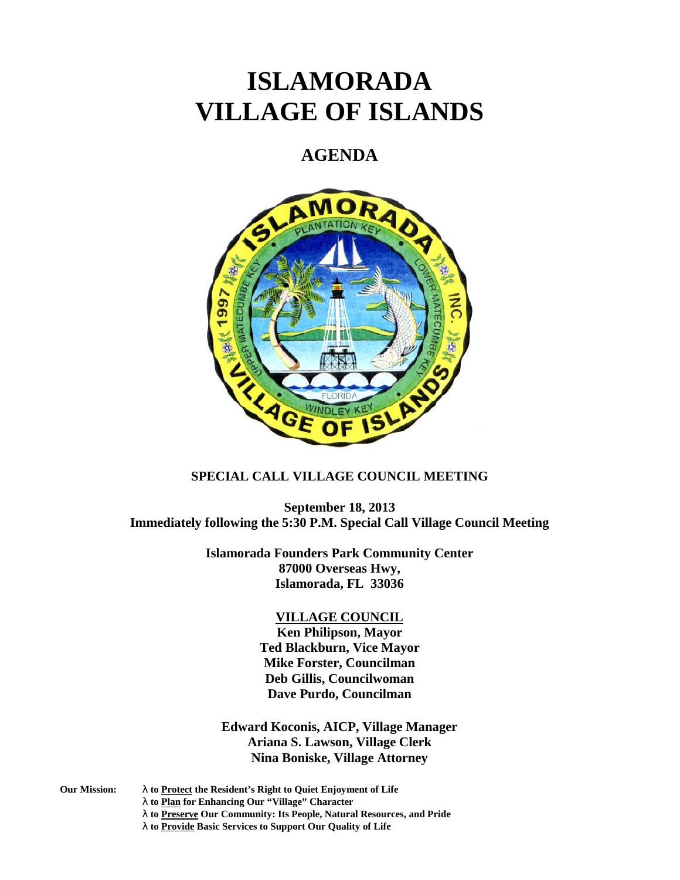# ISLAMORADA VILLAGE OF ISLANDS

## AGENDA

**SPECIAL CALL VILLAGE COUNCIL MEETING**

**September 18, 2013**
**Immediately following the 5:30 P.M. Special Call Village Council Meeting**

**Islamorada Founders Park Community Center**
**87000 Overseas Hwy,**
**Islamorada, FL 33036**

**VILLAGE COUNCIL**
**Ken Philipson, Mayor**
**Ted Blackburn, Vice Mayor**
**Mike Forster, Councilman**
**Deb Gillis, Councilwoman**
**Dave Purdo, Councilman**

**Edward Koconis, AICP, Village Manager**
**Ariana S. Lawson, Village Clerk**
**Nina Boniske, Village Attorney**

**Our Mission:**
- **to Protect the Resident's Right to Quiet Enjoyment of Life**
- **to Plan for Enhancing Our "Village" Character**
- **to Preserve Our Community: Its People, Natural Resources, and Pride**
- **to Provide Basic Services to Support Our Quality of Life**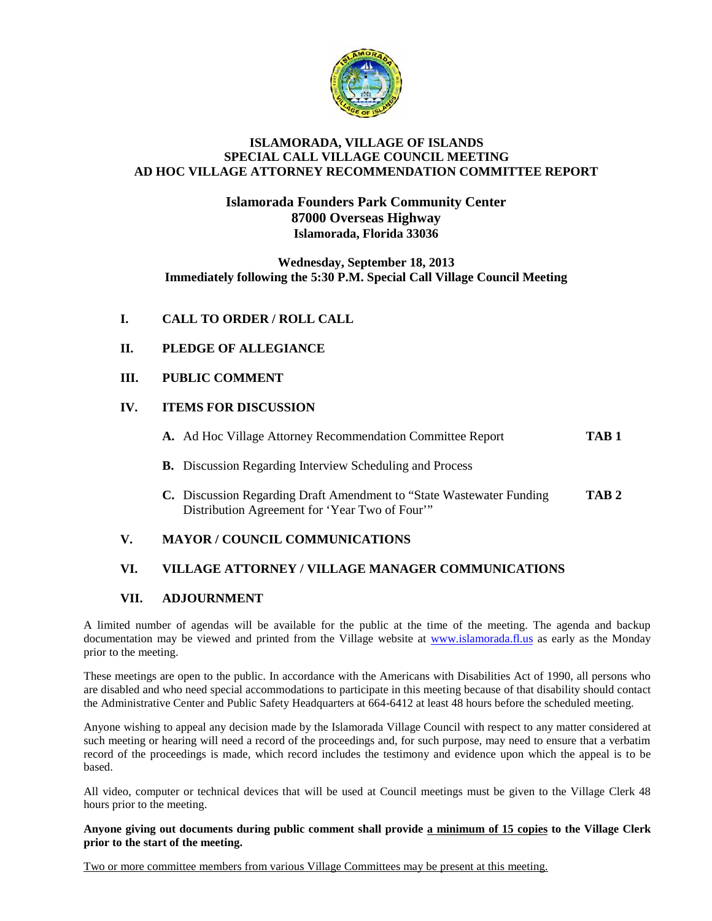# ISLAMORADA, VILLAGE OF ISLANDS
# SPECIAL CALL VILLAGE COUNCIL MEETING
# AD HOC VILLAGE ATTORNEY RECOMMENDATION COMMITTEE REPORT

**Islamorada Founders Park Community Center**
**87000 Overseas Highway**
**Islamorada, Florida 33036**

**Wednesday, September 18, 2013**
**Immediately following the 5:30 P.M. Special Call Village Council Meeting**

**I. CALL TO ORDER / ROLL CALL**

**II. PLEDGE OF ALLEGIANCE**

**III. PUBLIC COMMENT**

**IV. ITEMS FOR DISCUSSION**

- **A.** Ad Hoc Village Attorney Recommendation Committee Report **TAB 1**
- **B.** Discussion Regarding Interview Scheduling and Process
- **C.** Discussion Regarding Draft Amendment to "State Wastewater Funding Distribution Agreement for 'Year Two of Four'" **TAB 2**

**V. MAYOR / COUNCIL COMMUNICATIONS**

**VI. VILLAGE ATTORNEY / VILLAGE MANAGER COMMUNICATIONS**

**VII. ADJOURNMENT**

A limited number of agendas will be available for the public at the time of the meeting. The agenda and backup documentation may be viewed and printed from the Village website at www.islamorada.fl.us as early as the Monday prior to the meeting.

These meetings are open to the public. In accordance with the Americans with Disabilities Act of 1990, all persons who are disabled and who need special accommodations to participate in this meeting because of that disability should contact the Administrative Center and Public Safety Headquarters at 664-6412 at least 48 hours before the scheduled meeting.

Anyone wishing to appeal any decision made by the Islamorada Village Council with respect to any matter considered at such meeting or hearing will need a record of the proceedings and, for such purpose, may need to ensure that a verbatim record of the proceedings is made, which record includes the testimony and evidence upon which the appeal is to be based.

All video, computer or technical devices that will be used at Council meetings must be given to the Village Clerk 48 hours prior to the meeting.

**Anyone giving out documents during public comment shall provide a minimum of 15 copies to the Village Clerk prior to the start of the meeting.**

Two or more committee members from various Village Committees may be present at this meeting.